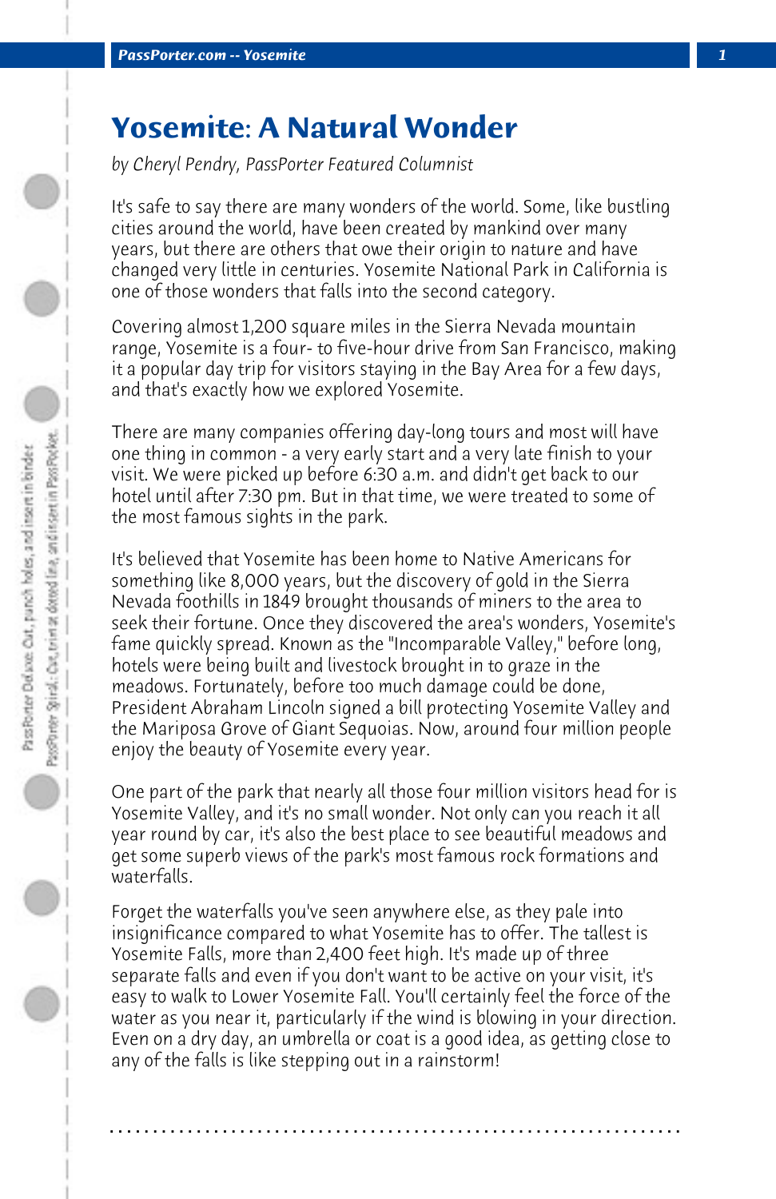# Yosemite: A Natural Wonder

*by Cheryl Pendry, PassPorter Featured Columnist*

It's safe to say there are many wonders of the world. Some, like bustling cities around the world, have been created by mankind over many years, but there are others that owe their origin to nature and have changed very little in centuries. Yosemite National Park in California is one of those wonders that falls into the second category.

Covering almost 1,200 square miles in the Sierra Nevada mountain range, Yosemite is a four- to five-hour drive from San Francisco, making it a popular day trip for visitors staying in the Bay Area for a few days, and that's exactly how we explored Yosemite.

There are many companies offering day-long tours and most will have one thing in common - a very early start and a very late finish to your visit. We were picked up before 6:30 a.m. and didn't get back to our hotel until after 7:30 pm. But in that time, we were treated to some of the most famous sights in the park.

It's believed that Yosemite has been home to Native Americans for something like 8,000 years, but the discovery of gold in the Sierra Nevada foothills in 1849 brought thousands of miners to the area to seek their fortune. Once they discovered the area's wonders, Yosemite's fame quickly spread. Known as the "Incomparable Valley," before long, hotels were being built and livestock brought in to graze in the meadows. Fortunately, before too much damage could be done, President Abraham Lincoln signed a bill protecting Yosemite Valley and the Mariposa Grove of Giant Sequoias. Now, around four million people enjoy the beauty of Yosemite every year.

One part of the park that nearly all those four million visitors head for is Yosemite Valley, and it's no small wonder. Not only can you reach it all year round by car, it's also the best place to see beautiful meadows and get some superb views of the park's most famous rock formations and waterfalls.

Forget the waterfalls you've seen anywhere else, as they pale into insignificance compared to what Yosemite has to offer. The tallest is Yosemite Falls, more than 2,400 feet high. It's made up of three separate falls and even if you don't want to be active on your visit, it's easy to walk to Lower Yosemite Fall. You'll certainly feel the force of the water as you near it, particularly if the wind is blowing in your direction. Even on a dry day, an umbrella or coat is a good idea, as getting close to any of the falls is like stepping out in a rainstorm!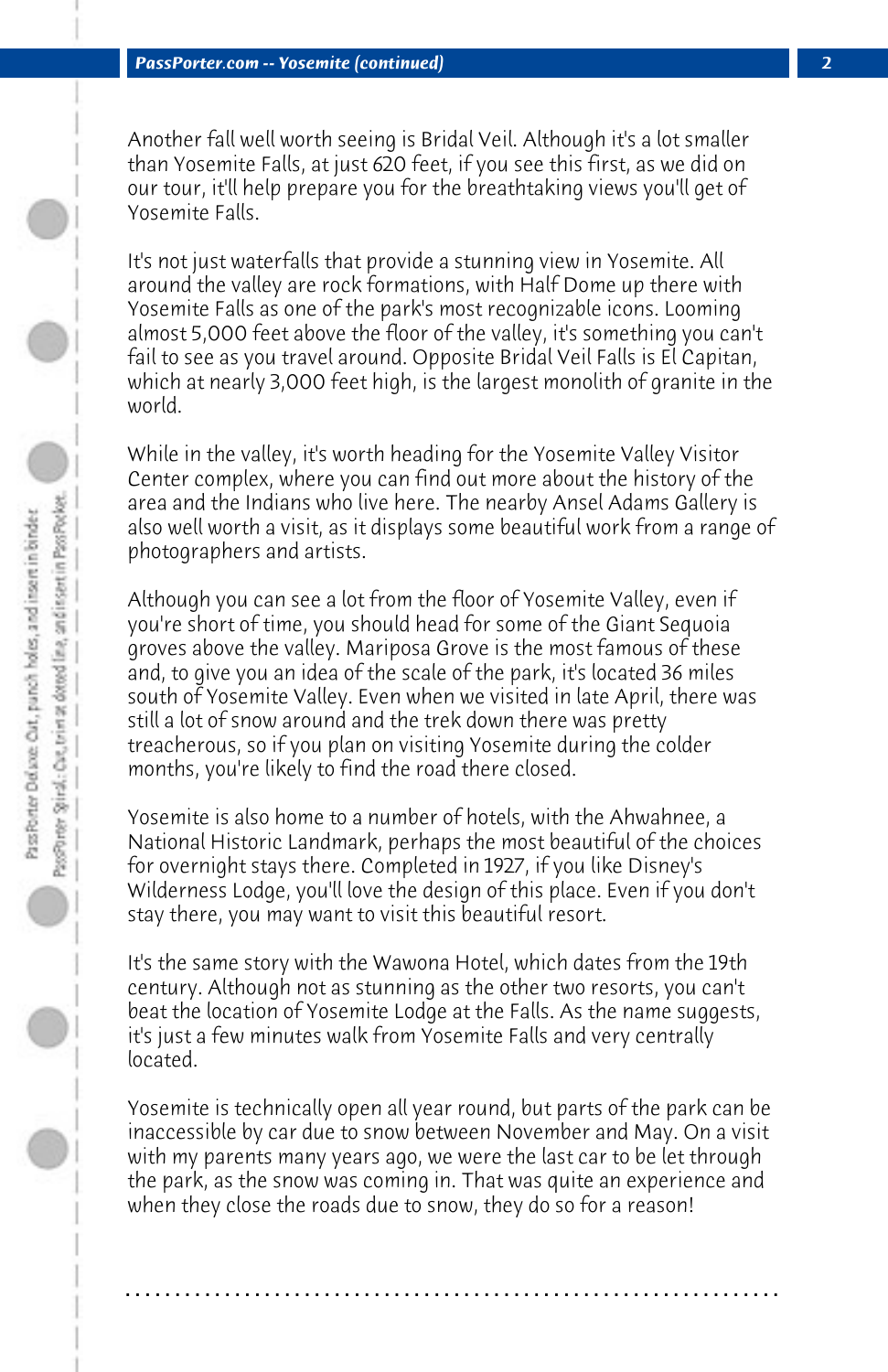Another fall well worth seeing is Bridal Veil. Although it's a lot smaller than Yosemite Falls, at just 620 feet, if you see this first, as we did on our tour, it'll help prepare you for the breathtaking views you'll get of Yosemite Falls.

It's not just waterfalls that provide a stunning view in Yosemite. All around the valley are rock formations, with Half Dome up there with Yosemite Falls as one of the park's most recognizable icons. Looming almost 5,000 feet above the floor of the valley, it's something you can't fail to see as you travel around. Opposite Bridal Veil Falls is El Capitan, which at nearly 3,000 feet high, is the largest monolith of granite in the world.

While in the valley, it's worth heading for the Yosemite Valley Visitor Center complex, where you can find out more about the history of the area and the Indians who live here. The nearby Ansel Adams Gallery is also well worth a visit, as it displays some beautiful work from a range of photographers and artists.

Although you can see a lot from the floor of Yosemite Valley, even if you're short of time, you should head for some of the Giant Sequoia groves above the valley. Mariposa Grove is the most famous of these and, to give you an idea of the scale of the park, it's located 36 miles south of Yosemite Valley. Even when we visited in late April, there was still a lot of snow around and the trek down there was pretty treacherous, so if you plan on visiting Yosemite during the colder months, you're likely to find the road there closed.

Yosemite is also home to a number of hotels, with the Ahwahnee, a National Historic Landmark, perhaps the most beautiful of the choices for overnight stays there. Completed in 1927, if you like Disney's Wilderness Lodge, you'll love the design of this place. Even if you don't stay there, you may want to visit this beautiful resort.

It's the same story with the Wawona Hotel, which dates from the 19th century. Although not as stunning as the other two resorts, you can't beat the location of Yosemite Lodge at the Falls. As the name suggests, it's just a few minutes walk from Yosemite Falls and very centrally located.

Yosemite is technically open all year round, but parts of the park can be inaccessible by car due to snow between November and May. On a visit with my parents many years ago, we were the last car to be let through the park, as the snow was coming in. That was quite an experience and when they close the roads due to snow, they do so for a reason!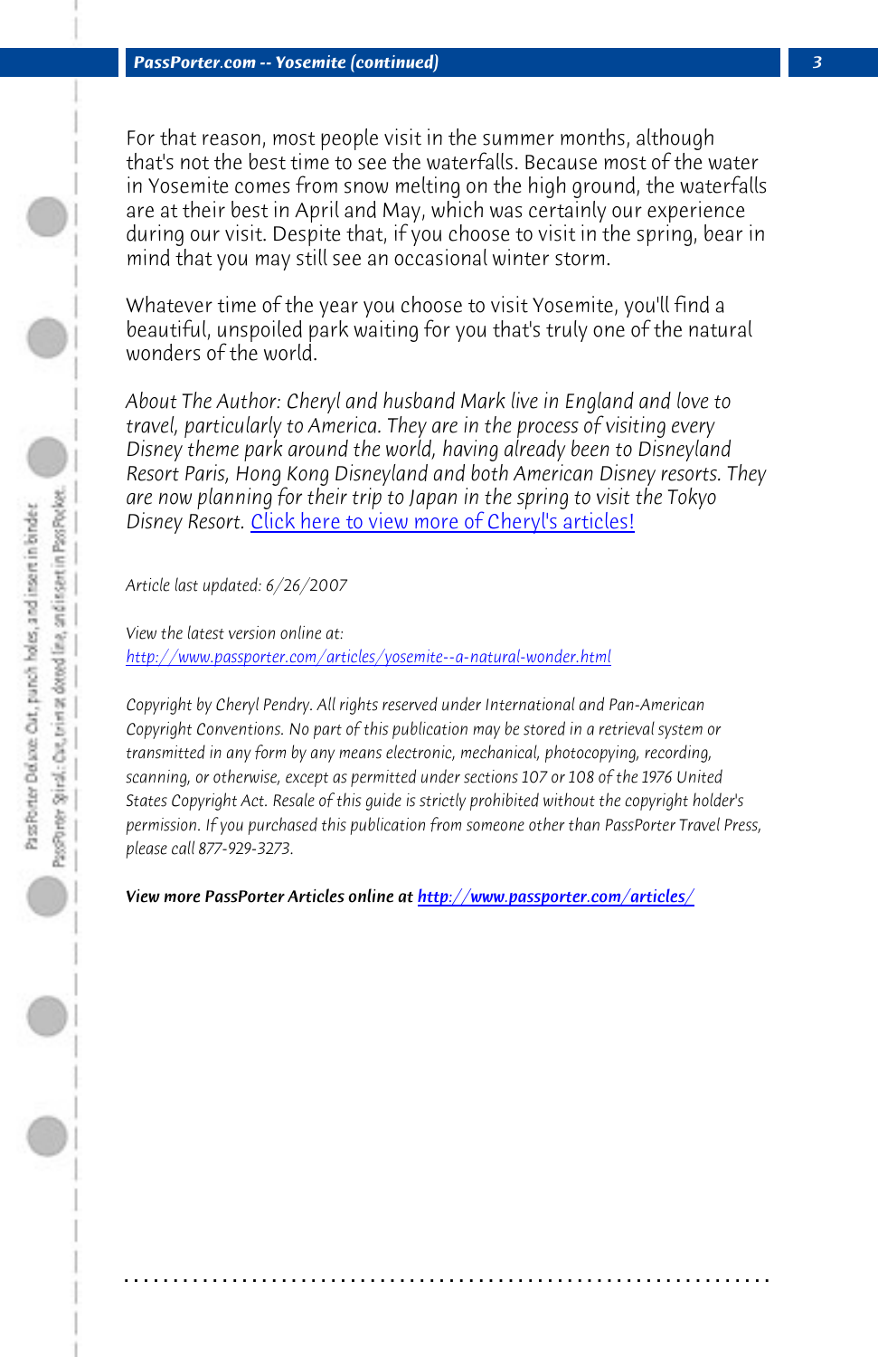For that reason, most people visit in the summer months, although that's not the best time to see the waterfalls. Because most of the water in Yosemite comes from snow melting on the high ground, the waterfalls are at their best in April and May, which was certainly our experience during our visit. Despite that, if you choose to visit in the spring, bear in mind that you may still see an occasional winter storm.

Whatever time of the year you choose to visit Yosemite, you'll find a beautiful, unspoiled park waiting for you that's truly one of the natural wonders of the world.

*About The Author: Cheryl and husband Mark live in England and love to travel, particularly to America. They are in the process of visiting every Disney theme park around the world, having already been to Disneyland Resort Paris, Hong Kong Disneyland and both American Disney resorts. They are now planning for their trip to Japan in the spring to visit the Tokyo Disney Resort.* Click here to view more of Cheryl's articles!

*Article last updated: 6/26/2007*

*View the latest version online at:*
*http://www.passporter.com/articles/yosemite--a-natural-wonder.html*

*Copyright by Cheryl Pendry. All rights reserved under International and Pan-American Copyright Conventions. No part of this publication may be stored in a retrieval system or transmitted in any form by any means electronic, mechanical, photocopying, recording, scanning, or otherwise, except as permitted under sections 107 or 108 of the 1976 United States Copyright Act. Resale of this guide is strictly prohibited without the copyright holder's permission. If you purchased this publication from someone other than PassPorter Travel Press, please call 877-929-3273.*

***View more PassPorter Articles online at http://www.passporter.com/articles/***